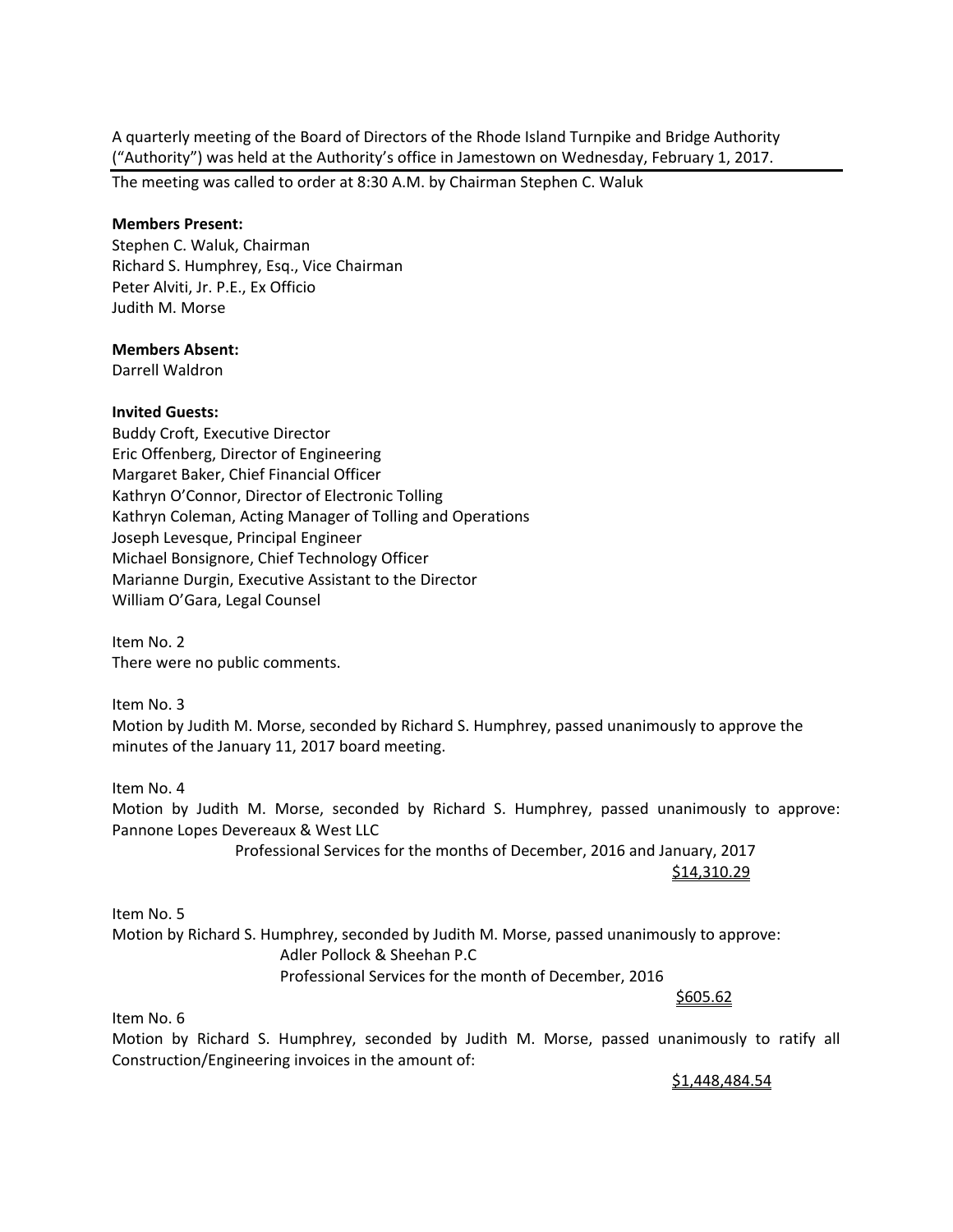A quarterly meeting of the Board of Directors of the Rhode Island Turnpike and Bridge Authority ("Authority") was held at the Authority's office in Jamestown on Wednesday, February 1, 2017.

---

The meeting was called to order at 8:30 A.M. by Chairman Stephen C. Waluk

**Members Present:**
Stephen C. Waluk, Chairman
Richard S. Humphrey, Esq., Vice Chairman
Peter Alviti, Jr. P.E., Ex Officio
Judith M. Morse

**Members Absent:**
Darrell Waldron

**Invited Guests:**
Buddy Croft, Executive Director
Eric Offenberg, Director of Engineering
Margaret Baker, Chief Financial Officer
Kathryn O'Connor, Director of Electronic Tolling
Kathryn Coleman, Acting Manager of Tolling and Operations
Joseph Levesque, Principal Engineer
Michael Bonsignore, Chief Technology Officer
Marianne Durgin, Executive Assistant to the Director
William O'Gara, Legal Counsel

Item No. 2
There were no public comments.

Item No. 3
Motion by Judith M. Morse, seconded by Richard S. Humphrey, passed unanimously to approve the minutes of the January 11, 2017 board meeting.

Item No. 4
Motion by Judith M. Morse, seconded by Richard S. Humphrey, passed unanimously to approve: Pannone Lopes Devereaux & West LLC

Professional Services for the months of December, 2016 and January, 2017

<u>$14,310.29</u>

Item No. 5
Motion by Richard S. Humphrey, seconded by Judith M. Morse, passed unanimously to approve:

Adler Pollock & Sheehan P.C

Professional Services for the month of December, 2016

<u>$605.62</u>

Item No. 6
Motion by Richard S. Humphrey, seconded by Judith M. Morse, passed unanimously to ratify all Construction/Engineering invoices in the amount of:

<u>$1,448,484.54</u>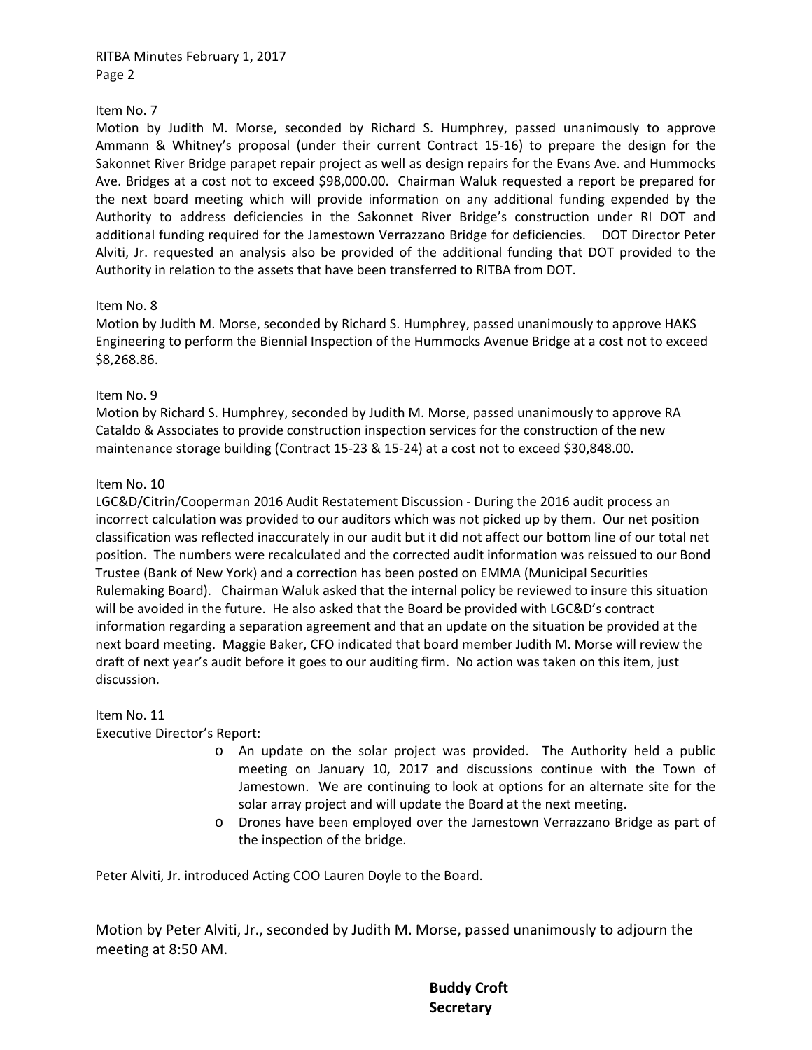Item No. 7

Motion by Judith M. Morse, seconded by Richard S. Humphrey, passed unanimously to approve Ammann & Whitney's proposal (under their current Contract 15-16) to prepare the design for the Sakonnet River Bridge parapet repair project as well as design repairs for the Evans Ave. and Hummocks Ave. Bridges at a cost not to exceed $98,000.00. Chairman Waluk requested a report be prepared for the next board meeting which will provide information on any additional funding expended by the Authority to address deficiencies in the Sakonnet River Bridge's construction under RI DOT and additional funding required for the Jamestown Verrazzano Bridge for deficiencies. DOT Director Peter Alviti, Jr. requested an analysis also be provided of the additional funding that DOT provided to the Authority in relation to the assets that have been transferred to RITBA from DOT.

Item No. 8

Motion by Judith M. Morse, seconded by Richard S. Humphrey, passed unanimously to approve HAKS Engineering to perform the Biennial Inspection of the Hummocks Avenue Bridge at a cost not to exceed $8,268.86.

Item No. 9

Motion by Richard S. Humphrey, seconded by Judith M. Morse, passed unanimously to approve RA Cataldo & Associates to provide construction inspection services for the construction of the new maintenance storage building (Contract 15-23 & 15-24) at a cost not to exceed $30,848.00.

Item No. 10

LGC&D/Citrin/Cooperman 2016 Audit Restatement Discussion - During the 2016 audit process an incorrect calculation was provided to our auditors which was not picked up by them. Our net position classification was reflected inaccurately in our audit but it did not affect our bottom line of our total net position. The numbers were recalculated and the corrected audit information was reissued to our Bond Trustee (Bank of New York) and a correction has been posted on EMMA (Municipal Securities Rulemaking Board). Chairman Waluk asked that the internal policy be reviewed to insure this situation will be avoided in the future. He also asked that the Board be provided with LGC&D's contract information regarding a separation agreement and that an update on the situation be provided at the next board meeting. Maggie Baker, CFO indicated that board member Judith M. Morse will review the draft of next year's audit before it goes to our auditing firm. No action was taken on this item, just discussion.

Item No. 11

Executive Director's Report:

- An update on the solar project was provided. The Authority held a public meeting on January 10, 2017 and discussions continue with the Town of Jamestown. We are continuing to look at options for an alternate site for the solar array project and will update the Board at the next meeting.
- Drones have been employed over the Jamestown Verrazzano Bridge as part of the inspection of the bridge.

Peter Alviti, Jr. introduced Acting COO Lauren Doyle to the Board.

Motion by Peter Alviti, Jr., seconded by Judith M. Morse, passed unanimously to adjourn the meeting at 8:50 AM.

**Buddy Croft**
**Secretary**